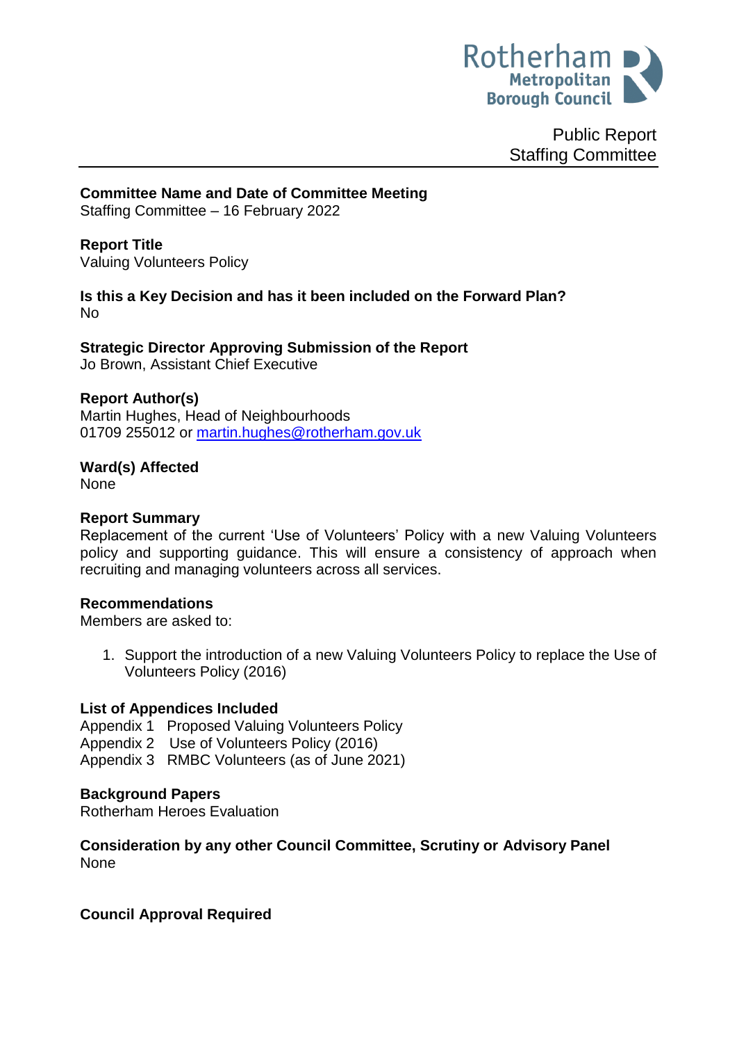Public Report
Staffing Committee

**Committee Name and Date of Committee Meeting**
Staffing Committee – 16 February 2022

**Report Title**
Valuing Volunteers Policy

**Is this a Key Decision and has it been included on the Forward Plan?**
No

**Strategic Director Approving Submission of the Report**
Jo Brown, Assistant Chief Executive

**Report Author(s)**
Martin Hughes, Head of Neighbourhoods
01709 255012 or martin.hughes@rotherham.gov.uk

**Ward(s) Affected**
None

**Report Summary**
Replacement of the current 'Use of Volunteers' Policy with a new Valuing Volunteers policy and supporting guidance. This will ensure a consistency of approach when recruiting and managing volunteers across all services.

**Recommendations**
Members are asked to:

1. Support the introduction of a new Valuing Volunteers Policy to replace the Use of Volunteers Policy (2016)

**List of Appendices Included**
Appendix 1 Proposed Valuing Volunteers Policy
Appendix 2 Use of Volunteers Policy (2016)
Appendix 3 RMBC Volunteers (as of June 2021)

**Background Papers**
Rotherham Heroes Evaluation

**Consideration by any other Council Committee, Scrutiny or Advisory Panel**
None

**Council Approval Required**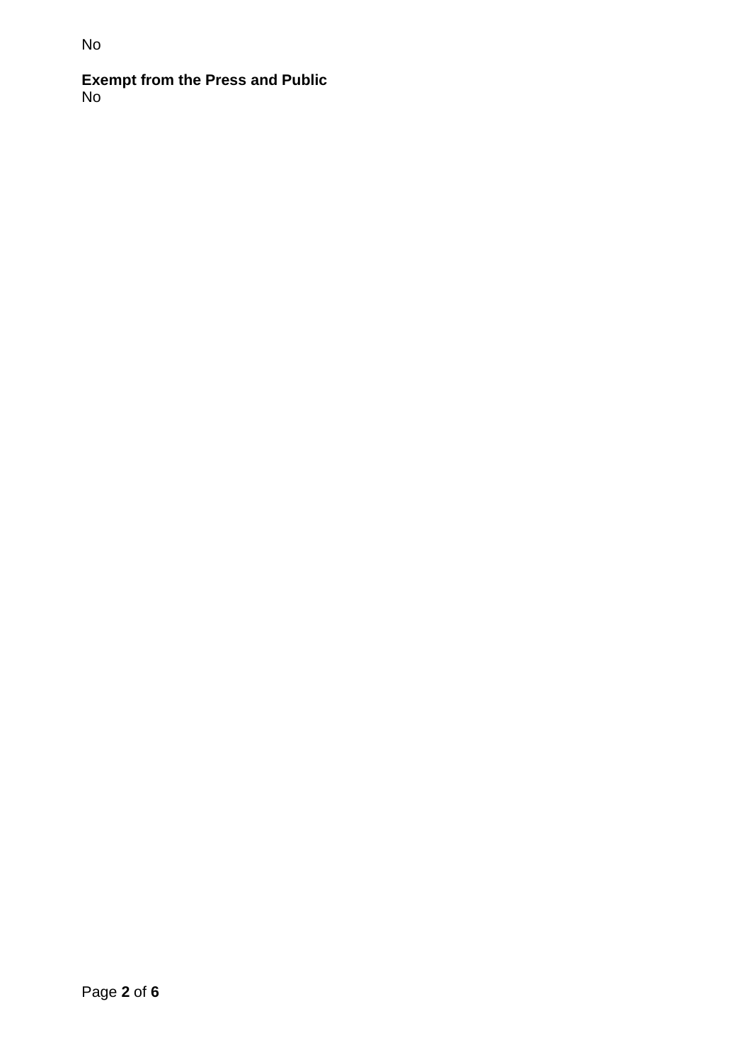No

**Exempt from the Press and Public**
No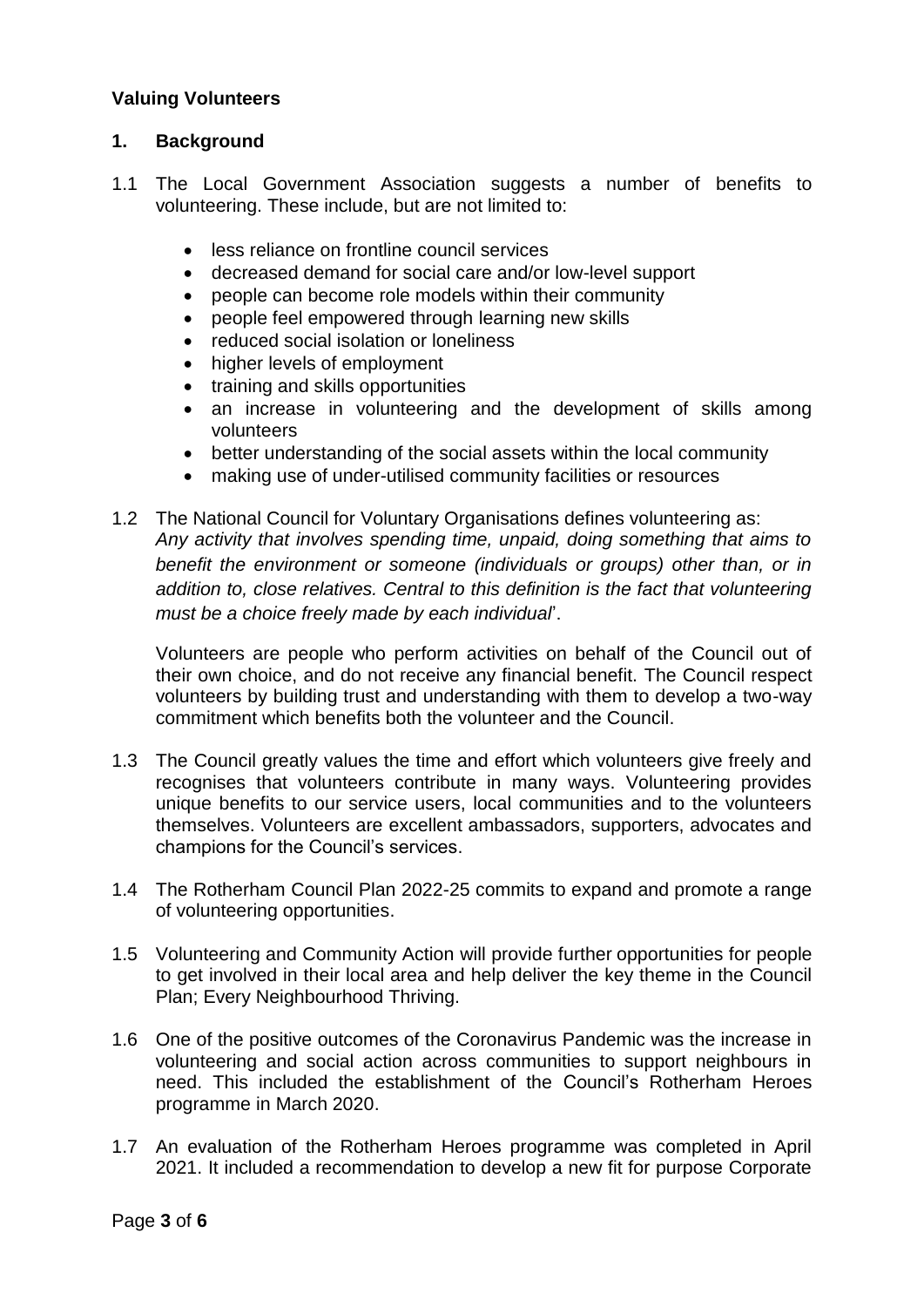**Valuing Volunteers**

## 1. Background

1.1 The Local Government Association suggests a number of benefits to volunteering. These include, but are not limited to:

- less reliance on frontline council services
- decreased demand for social care and/or low-level support
- people can become role models within their community
- people feel empowered through learning new skills
- reduced social isolation or loneliness
- higher levels of employment
- training and skills opportunities
- an increase in volunteering and the development of skills among volunteers
- better understanding of the social assets within the local community
- making use of under-utilised community facilities or resources

1.2 The National Council for Voluntary Organisations defines volunteering as: *Any activity that involves spending time, unpaid, doing something that aims to benefit the environment or someone (individuals or groups) other than, or in addition to, close relatives. Central to this definition is the fact that volunteering must be a choice freely made by each individual*'.

Volunteers are people who perform activities on behalf of the Council out of their own choice, and do not receive any financial benefit. The Council respect volunteers by building trust and understanding with them to develop a two-way commitment which benefits both the volunteer and the Council.

1.3 The Council greatly values the time and effort which volunteers give freely and recognises that volunteers contribute in many ways. Volunteering provides unique benefits to our service users, local communities and to the volunteers themselves. Volunteers are excellent ambassadors, supporters, advocates and champions for the Council's services.

1.4 The Rotherham Council Plan 2022-25 commits to expand and promote a range of volunteering opportunities.

1.5 Volunteering and Community Action will provide further opportunities for people to get involved in their local area and help deliver the key theme in the Council Plan; Every Neighbourhood Thriving.

1.6 One of the positive outcomes of the Coronavirus Pandemic was the increase in volunteering and social action across communities to support neighbours in need. This included the establishment of the Council's Rotherham Heroes programme in March 2020.

1.7 An evaluation of the Rotherham Heroes programme was completed in April 2021. It included a recommendation to develop a new fit for purpose Corporate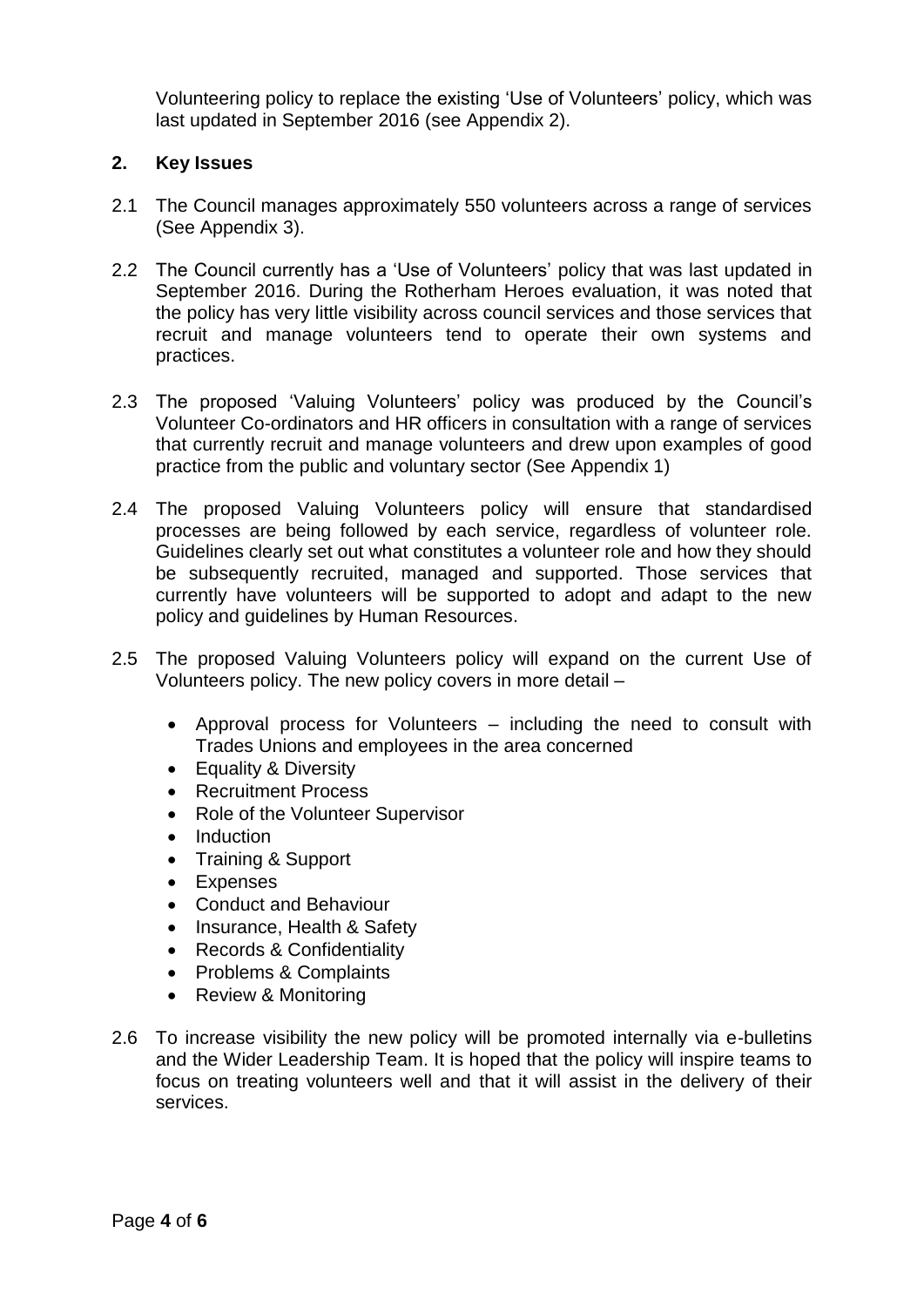Volunteering policy to replace the existing 'Use of Volunteers' policy, which was last updated in September 2016 (see Appendix 2).

## 2. Key Issues

2.1 The Council manages approximately 550 volunteers across a range of services (See Appendix 3).

2.2 The Council currently has a 'Use of Volunteers' policy that was last updated in September 2016. During the Rotherham Heroes evaluation, it was noted that the policy has very little visibility across council services and those services that recruit and manage volunteers tend to operate their own systems and practices.

2.3 The proposed 'Valuing Volunteers' policy was produced by the Council's Volunteer Co-ordinators and HR officers in consultation with a range of services that currently recruit and manage volunteers and drew upon examples of good practice from the public and voluntary sector (See Appendix 1)

2.4 The proposed Valuing Volunteers policy will ensure that standardised processes are being followed by each service, regardless of volunteer role. Guidelines clearly set out what constitutes a volunteer role and how they should be subsequently recruited, managed and supported. Those services that currently have volunteers will be supported to adopt and adapt to the new policy and guidelines by Human Resources.

2.5 The proposed Valuing Volunteers policy will expand on the current Use of Volunteers policy. The new policy covers in more detail –

- Approval process for Volunteers – including the need to consult with Trades Unions and employees in the area concerned
- Equality & Diversity
- Recruitment Process
- Role of the Volunteer Supervisor
- Induction
- Training & Support
- Expenses
- Conduct and Behaviour
- Insurance, Health & Safety
- Records & Confidentiality
- Problems & Complaints
- Review & Monitoring

2.6 To increase visibility the new policy will be promoted internally via e-bulletins and the Wider Leadership Team. It is hoped that the policy will inspire teams to focus on treating volunteers well and that it will assist in the delivery of their services.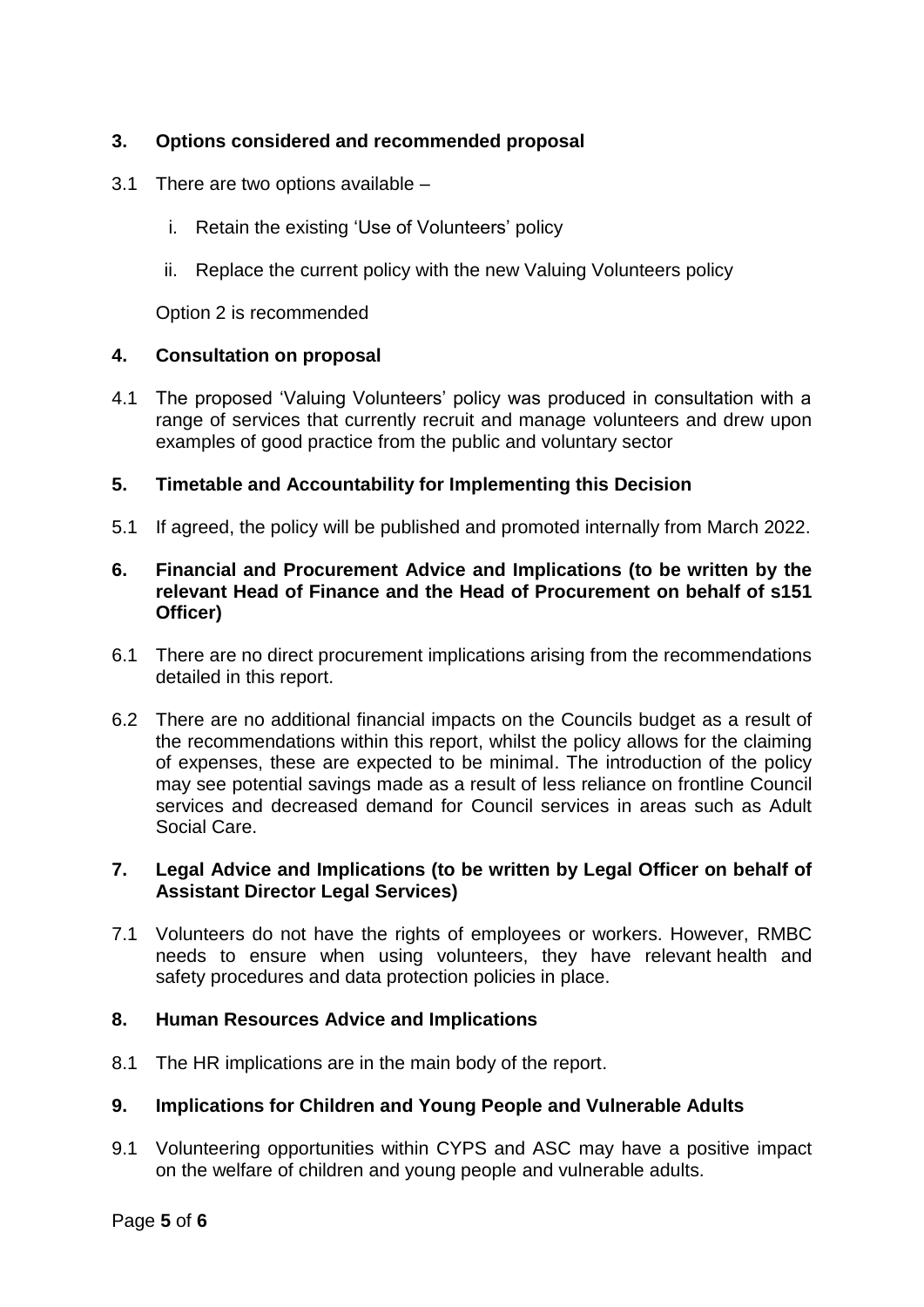## 3. Options considered and recommended proposal

3.1 There are two options available –

i. Retain the existing 'Use of Volunteers' policy

ii. Replace the current policy with the new Valuing Volunteers policy

Option 2 is recommended

## 4. Consultation on proposal

4.1 The proposed 'Valuing Volunteers' policy was produced in consultation with a range of services that currently recruit and manage volunteers and drew upon examples of good practice from the public and voluntary sector

## 5. Timetable and Accountability for Implementing this Decision

5.1 If agreed, the policy will be published and promoted internally from March 2022.

## 6. Financial and Procurement Advice and Implications (to be written by the relevant Head of Finance and the Head of Procurement on behalf of s151 Officer)

6.1 There are no direct procurement implications arising from the recommendations detailed in this report.

6.2 There are no additional financial impacts on the Councils budget as a result of the recommendations within this report, whilst the policy allows for the claiming of expenses, these are expected to be minimal. The introduction of the policy may see potential savings made as a result of less reliance on frontline Council services and decreased demand for Council services in areas such as Adult Social Care.

## 7. Legal Advice and Implications (to be written by Legal Officer on behalf of Assistant Director Legal Services)

7.1 Volunteers do not have the rights of employees or workers. However, RMBC needs to ensure when using volunteers, they have relevant health and safety procedures and data protection policies in place.

## 8. Human Resources Advice and Implications

8.1 The HR implications are in the main body of the report.

## 9. Implications for Children and Young People and Vulnerable Adults

9.1 Volunteering opportunities within CYPS and ASC may have a positive impact on the welfare of children and young people and vulnerable adults.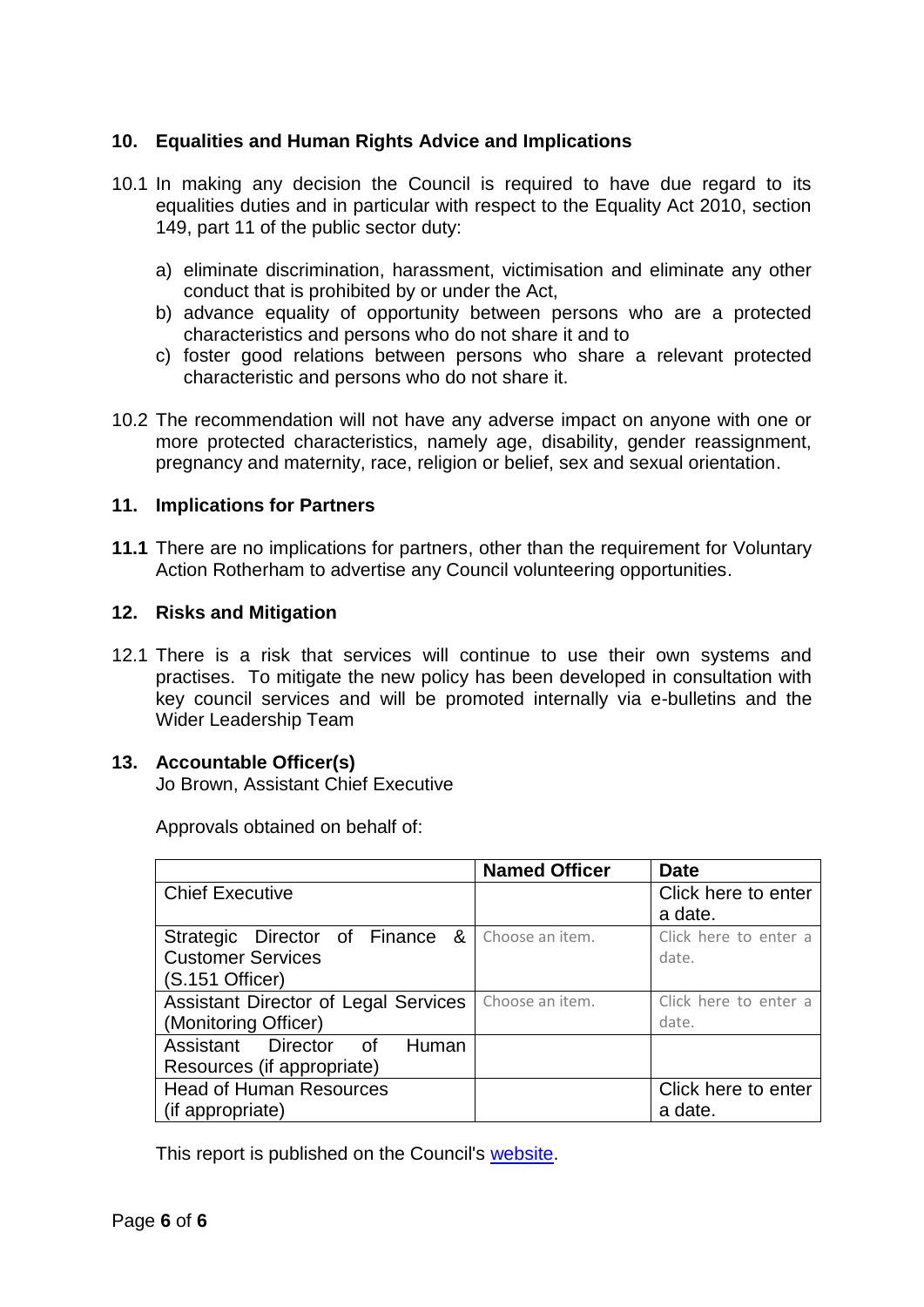## 10. Equalities and Human Rights Advice and Implications

10.1 In making any decision the Council is required to have due regard to its equalities duties and in particular with respect to the Equality Act 2010, section 149, part 11 of the public sector duty:

a) eliminate discrimination, harassment, victimisation and eliminate any other conduct that is prohibited by or under the Act,
b) advance equality of opportunity between persons who are a protected characteristics and persons who do not share it and to
c) foster good relations between persons who share a relevant protected characteristic and persons who do not share it.

10.2 The recommendation will not have any adverse impact on anyone with one or more protected characteristics, namely age, disability, gender reassignment, pregnancy and maternity, race, religion or belief, sex and sexual orientation.

## 11. Implications for Partners

**11.1** There are no implications for partners, other than the requirement for Voluntary Action Rotherham to advertise any Council volunteering opportunities.

## 12. Risks and Mitigation

12.1 There is a risk that services will continue to use their own systems and practises. To mitigate the new policy has been developed in consultation with key council services and will be promoted internally via e-bulletins and the Wider Leadership Team

## 13. Accountable Officer(s)

Jo Brown, Assistant Chief Executive

Approvals obtained on behalf of:

| | Named Officer | Date |
|---|---|---|
| Chief Executive | | Click here to enter a date. |
| Strategic Director of Finance & Customer Services (S.151 Officer) | Choose an item. | Click here to enter a date. |
| Assistant Director of Legal Services (Monitoring Officer) | Choose an item. | Click here to enter a date. |
| Assistant Director of Human Resources (if appropriate) | | |
| Head of Human Resources (if appropriate) | | Click here to enter a date. |

This report is published on the Council's website.